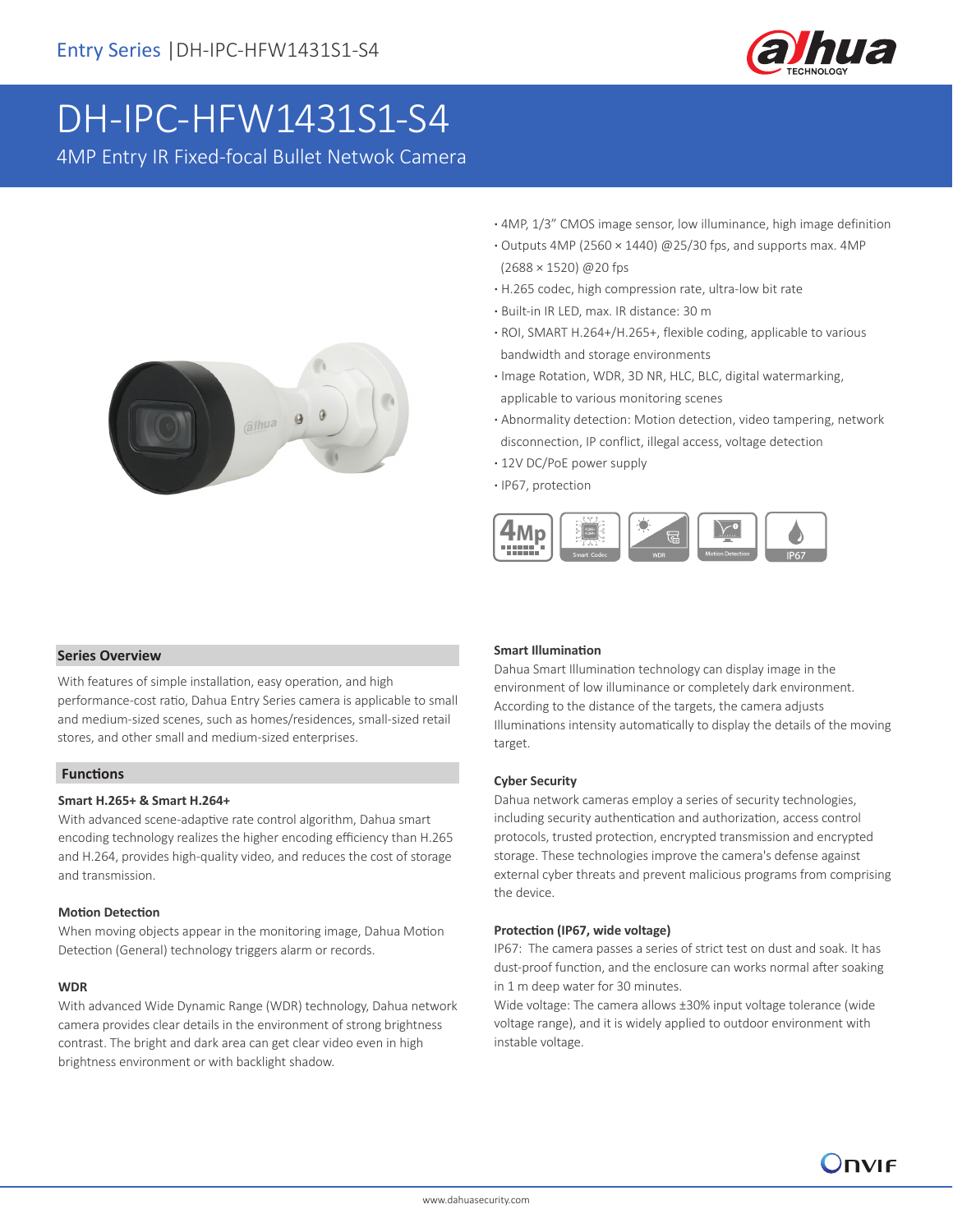# DH-IPC-HFW1431S1-S4

4MP Entry IR Fixed-focal Bullet Netwok Camera

- 4MP, 1/3" CMOS image sensor, low illuminance, high image definition
- Outputs 4MP (2560 × 1440) @25/30 fps, and supports max. 4MP (2688 × 1520) @20 fps
- H.265 codec, high compression rate, ultra-low bit rate
- Built-in IR LED, max. IR distance: 30 m
- ROI, SMART H.264+/H.265+, flexible coding, applicable to various bandwidth and storage environments
- Image Rotation, WDR, 3D NR, HLC, BLC, digital watermarking, applicable to various monitoring scenes
- Abnormality detection: Motion detection, video tampering, network disconnection, IP conflict, illegal access, voltage detection
- 12V DC/PoE power supply
- IP67, protection

## Series Overview

With features of simple installation, easy operation, and high performance-cost ratio, Dahua Entry Series camera is applicable to small and medium-sized scenes, such as homes/residences, small-sized retail stores, and other small and medium-sized enterprises.

## Functions

### Smart H.265+ & Smart H.264+

With advanced scene-adaptive rate control algorithm, Dahua smart encoding technology realizes the higher encoding efficiency than H.265 and H.264, provides high-quality video, and reduces the cost of storage and transmission.

### Motion Detection

When moving objects appear in the monitoring image, Dahua Motion Detection (General) technology triggers alarm or records.

### WDR

With advanced Wide Dynamic Range (WDR) technology, Dahua network camera provides clear details in the environment of strong brightness contrast. The bright and dark area can get clear video even in high brightness environment or with backlight shadow.

### Smart Illumination

Dahua Smart Illumination technology can display image in the environment of low illuminance or completely dark environment. According to the distance of the targets, the camera adjusts Illuminations intensity automatically to display the details of the moving target.

### Cyber Security

Dahua network cameras employ a series of security technologies, including security authentication and authorization, access control protocols, trusted protection, encrypted transmission and encrypted storage. These technologies improve the camera's defense against external cyber threats and prevent malicious programs from comprising the device.

### Protection (IP67, wide voltage)

IP67: The camera passes a series of strict test on dust and soak. It has dust-proof function, and the enclosure can works normal after soaking in 1 m deep water for 30 minutes.

Wide voltage: The camera allows ±30% input voltage tolerance (wide voltage range), and it is widely applied to outdoor environment with instable voltage.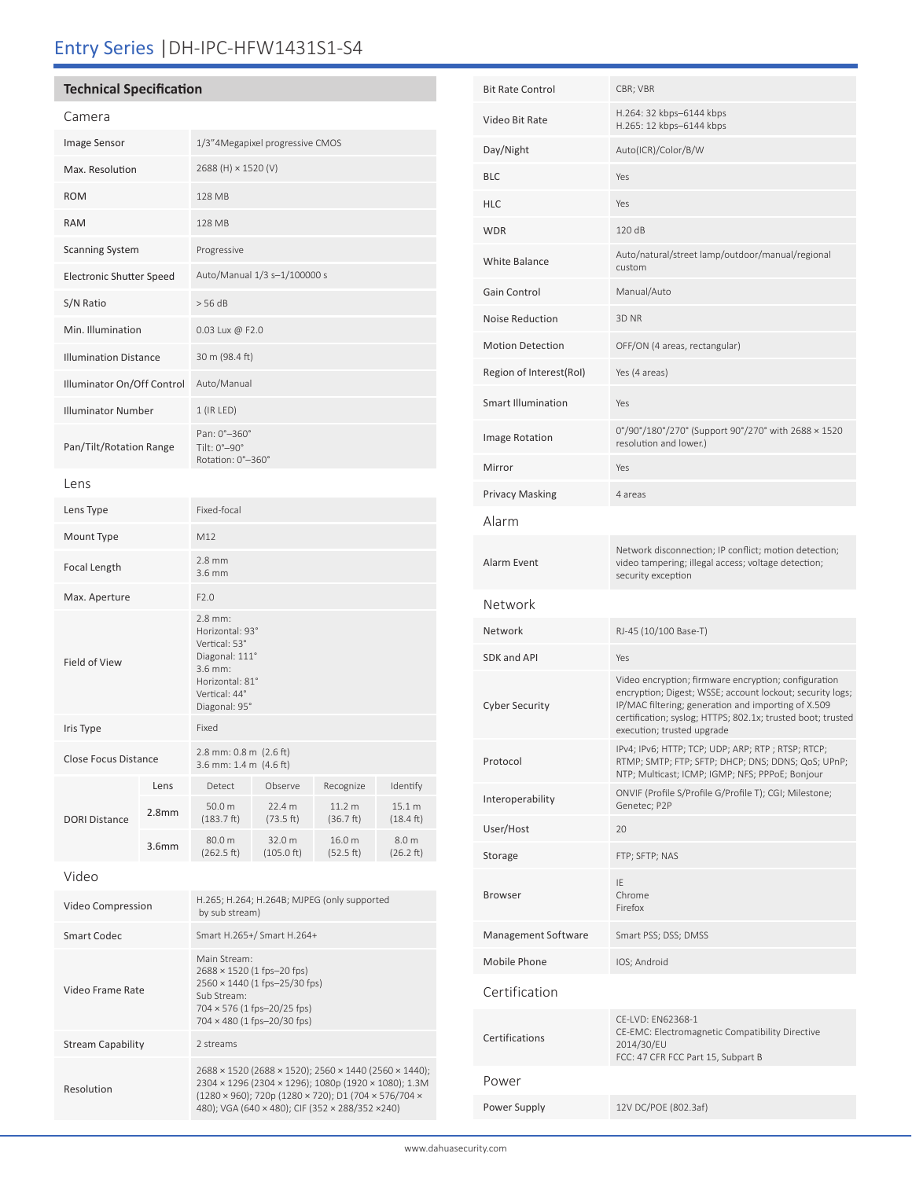# Entry Series | DH-IPC-HFW1431S1-S4

## Technical Specification

### Camera

| | |
|---|---|
| Image Sensor | 1/3"4Megapixel progressive CMOS |
| Max. Resolution | 2688 (H) × 1520 (V) |
| ROM | 128 MB |
| RAM | 128 MB |
| Scanning System | Progressive |
| Electronic Shutter Speed | Auto/Manual 1/3 s–1/100000 s |
| S/N Ratio | > 56 dB |
| Min. Illumination | 0.03 Lux @ F2.0 |
| Illumination Distance | 30 m (98.4 ft) |
| Illuminator On/Off Control | Auto/Manual |
| Illuminator Number | 1 (IR LED) |
| Pan/Tilt/Rotation Range | Pan: 0°–360°<br>Tilt: 0°–90°<br>Rotation: 0°–360° |

### Lens

| | |
|---|---|
| Lens Type | Fixed-focal |
| Mount Type | M12 |
| Focal Length | 2.8 mm<br>3.6 mm |
| Max. Aperture | F2.0 |
| Field of View | 2.8 mm:<br>Horizontal: 93°<br>Vertical: 53°<br>Diagonal: 111°<br>3.6 mm:<br>Horizontal: 81°<br>Vertical: 44°<br>Diagonal: 95° |
| Iris Type | Fixed |
| Close Focus Distance | 2.8 mm: 0.8 m (2.6 ft)<br>3.6 mm: 1.4 m (4.6 ft) |

| | Lens | Detect | Observe | Recognize | Identify |
|---|---|---|---|---|---|
| DORI Distance | 2.8mm | 50.0 m (183.7 ft) | 22.4 m (73.5 ft) | 11.2 m (36.7 ft) | 15.1 m (18.4 ft) |
| | 3.6mm | 80.0 m (262.5 ft) | 32.0 m (105.0 ft) | 16.0 m (52.5 ft) | 8.0 m (26.2 ft) |

### Video

| | |
|---|---|
| Video Compression | H.265; H.264; H.264B; MJPEG (only supported by sub stream) |
| Smart Codec | Smart H.265+/ Smart H.264+ |
| Video Frame Rate | Main Stream:<br>2688 × 1520 (1 fps–20 fps)<br>2560 × 1440 (1 fps–25/30 fps)<br>Sub Stream:<br>704 × 576 (1 fps–20/25 fps)<br>704 × 480 (1 fps–20/30 fps) |
| Stream Capability | 2 streams |
| Resolution | 2688 × 1520 (2688 × 1520); 2560 × 1440 (2560 × 1440); 2304 × 1296 (2304 × 1296); 1080p (1920 × 1080); 1.3M (1280 × 960); 720p (1280 × 720); D1 (704 × 576/704 × 480); VGA (640 × 480); CIF (352 × 288/352 ×240) |
| Bit Rate Control | CBR; VBR |
| Video Bit Rate | H.264: 32 kbps–6144 kbps<br>H.265: 12 kbps–6144 kbps |
| Day/Night | Auto(ICR)/Color/B/W |
| BLC | Yes |
| HLC | Yes |
| WDR | 120 dB |
| White Balance | Auto/natural/street lamp/outdoor/manual/regional custom |
| Gain Control | Manual/Auto |
| Noise Reduction | 3D NR |
| Motion Detection | OFF/ON (4 areas, rectangular) |
| Region of Interest(RoI) | Yes (4 areas) |
| Smart Illumination | Yes |
| Image Rotation | 0°/90°/180°/270° (Support 90°/270° with 2688 × 1520 resolution and lower.) |
| Mirror | Yes |
| Privacy Masking | 4 areas |

### Alarm

| | |
|---|---|
| Alarm Event | Network disconnection; IP conflict; motion detection; video tampering; illegal access; voltage detection; security exception |

### Network

| | |
|---|---|
| Network | RJ-45 (10/100 Base-T) |
| SDK and API | Yes |
| Cyber Security | Video encryption; firmware encryption; configuration encryption; Digest; WSSE; account lockout; security logs; IP/MAC filtering; generation and importing of X.509 certification; syslog; HTTPS; 802.1x; trusted boot; trusted execution; trusted upgrade |
| Protocol | IPv4; IPv6; HTTP; TCP; UDP; ARP; RTP ; RTSP; RTCP; RTMP; SMTP; FTP; SFTP; DHCP; DNS; DDNS; QoS; UPnP; NTP; Multicast; ICMP; IGMP; NFS; PPPoE; Bonjour |
| Interoperability | ONVIF (Profile S/Profile G/Profile T); CGI; Milestone; Genetec; P2P |
| User/Host | 20 |
| Storage | FTP; SFTP; NAS |
| Browser | IE<br>Chrome<br>Firefox |
| Management Software | Smart PSS; DSS; DMSS |
| Mobile Phone | IOS; Android |

### Certification

| | |
|---|---|
| Certifications | CE-LVD: EN62368-1<br>CE-EMC: Electromagnetic Compatibility Directive 2014/30/EU<br>FCC: 47 CFR FCC Part 15, Subpart B |

### Power

| | |
|---|---|
| Power Supply | 12V DC/POE (802.3af) |

www.dahuasecurity.com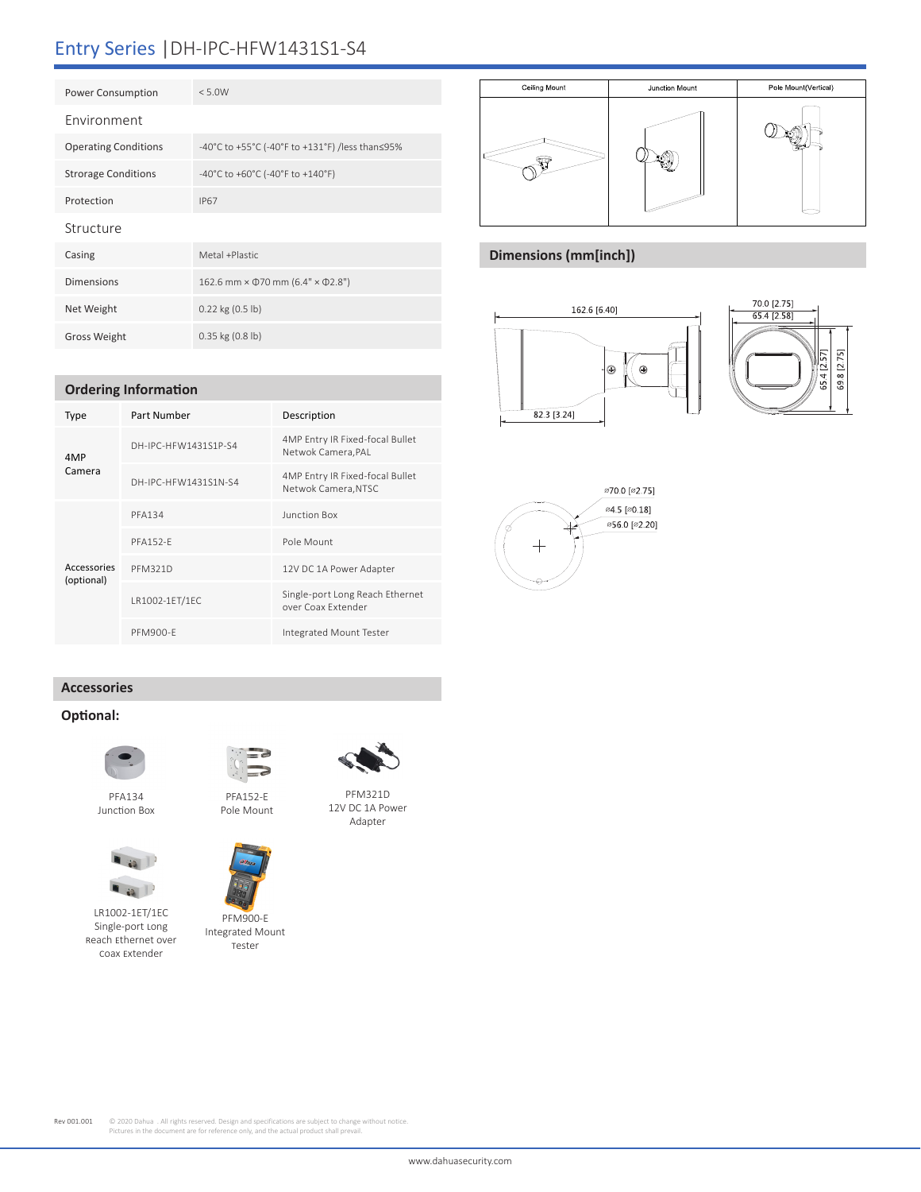# Entry Series | DH-IPC-HFW1431S1-S4

| | |
|---|---|
| Power Consumption | < 5.0W |

### Environment

| | |
|---|---|
| Operating Conditions | -40°C to +55°C (-40°F to +131°F) /less than≤95% |
| Strorage Conditions | -40°C to +60°C (-40°F to +140°F) |
| Protection | IP67 |

### Structure

| | |
|---|---|
| Casing | Metal +Plastic |
| Dimensions | 162.6 mm × Φ70 mm (6.4" × Φ2.8") |
| Net Weight | 0.22 kg (0.5 lb) |
| Gross Weight | 0.35 kg (0.8 lb) |

## Ordering Information

| Type | Part Number | Description |
|---|---|---|
| 4MP Camera | DH-IPC-HFW1431S1P-S4 | 4MP Entry IR Fixed-focal Bullet Netwok Camera,PAL |
| | DH-IPC-HFW1431S1N-S4 | 4MP Entry IR Fixed-focal Bullet Netwok Camera,NTSC |
| Accessories (optional) | PFA134 | Junction Box |
| | PFA152-E | Pole Mount |
| | PFM321D | 12V DC 1A Power Adapter |
| | LR1002-1ET/1EC | Single-port Long Reach Ethernet over Coax Extender |
| | PFM900-E | Integrated Mount Tester |

## Accessories

### Optional:

PFA134
Junction Box

PFA152-E
Pole Mount

PFM321D
12V DC 1A Power Adapter

LR1002-1ET/1EC
Single-port Long Reach Ethernet over Coax Extender

PFM900-E
Integrated Mount Tester

Ceiling Mount

Junction Mount

Pole Mount(Vertical)

## Dimensions (mm[inch])

162.6 [6.40]

82.3 [3.24]

70.0 [2.75]

65.4 [2.58]

65.4 [2.57]

69.8 [2.75]

⌀70.0 [⌀2.75]

⌀4.5 [⌀0.18]

⌀56.0 [⌀2.20]

Rev 001.001 © 2020 Dahua . All rights reserved. Design and specifications are subject to change without notice. Pictures in the document are for reference only, and the actual product shall prevail.

www.dahuasecurity.com